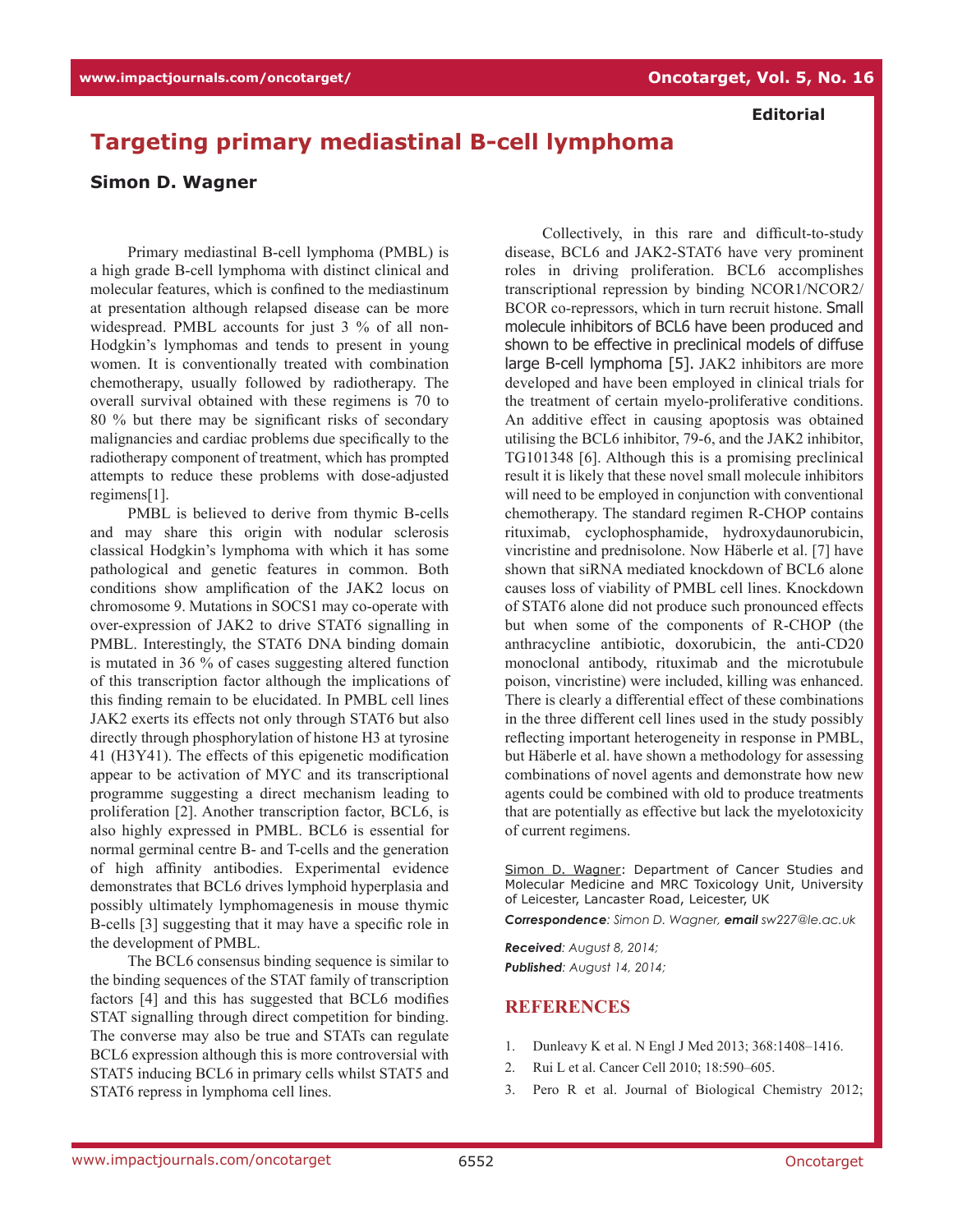Editorial

# Targeting primary mediastinal B-cell lymphoma

**Simon D. Wagner**

Primary mediastinal B-cell lymphoma (PMBL) is a high grade B-cell lymphoma with distinct clinical and molecular features, which is confined to the mediastinum at presentation although relapsed disease can be more widespread. PMBL accounts for just 3 % of all non-Hodgkin's lymphomas and tends to present in young women. It is conventionally treated with combination chemotherapy, usually followed by radiotherapy. The overall survival obtained with these regimens is 70 to 80 % but there may be significant risks of secondary malignancies and cardiac problems due specifically to the radiotherapy component of treatment, which has prompted attempts to reduce these problems with dose-adjusted regimens[1].

PMBL is believed to derive from thymic B-cells and may share this origin with nodular sclerosis classical Hodgkin's lymphoma with which it has some pathological and genetic features in common. Both conditions show amplification of the JAK2 locus on chromosome 9. Mutations in SOCS1 may co-operate with over-expression of JAK2 to drive STAT6 signalling in PMBL. Interestingly, the STAT6 DNA binding domain is mutated in 36 % of cases suggesting altered function of this transcription factor although the implications of this finding remain to be elucidated. In PMBL cell lines JAK2 exerts its effects not only through STAT6 but also directly through phosphorylation of histone H3 at tyrosine 41 (H3Y41). The effects of this epigenetic modification appear to be activation of MYC and its transcriptional programme suggesting a direct mechanism leading to proliferation [2]. Another transcription factor, BCL6, is also highly expressed in PMBL. BCL6 is essential for normal germinal centre B- and T-cells and the generation of high affinity antibodies. Experimental evidence demonstrates that BCL6 drives lymphoid hyperplasia and possibly ultimately lymphomagenesis in mouse thymic B-cells [3] suggesting that it may have a specific role in the development of PMBL.

The BCL6 consensus binding sequence is similar to the binding sequences of the STAT family of transcription factors [4] and this has suggested that BCL6 modifies STAT signalling through direct competition for binding. The converse may also be true and STATs can regulate BCL6 expression although this is more controversial with STAT5 inducing BCL6 in primary cells whilst STAT5 and STAT6 repress in lymphoma cell lines.

Collectively, in this rare and difficult-to-study disease, BCL6 and JAK2-STAT6 have very prominent roles in driving proliferation. BCL6 accomplishes transcriptional repression by binding NCOR1/NCOR2/BCOR co-repressors, which in turn recruit histone. Small molecule inhibitors of BCL6 have been produced and shown to be effective in preclinical models of diffuse large B-cell lymphoma [5]. JAK2 inhibitors are more developed and have been employed in clinical trials for the treatment of certain myelo-proliferative conditions. An additive effect in causing apoptosis was obtained utilising the BCL6 inhibitor, 79-6, and the JAK2 inhibitor, TG101348 [6]. Although this is a promising preclinical result it is likely that these novel small molecule inhibitors will need to be employed in conjunction with conventional chemotherapy. The standard regimen R-CHOP contains rituximab, cyclophosphamide, hydroxydaunorubicin, vincristine and prednisolone. Now Häberle et al. [7] have shown that siRNA mediated knockdown of BCL6 alone causes loss of viability of PMBL cell lines. Knockdown of STAT6 alone did not produce such pronounced effects but when some of the components of R-CHOP (the anthracycline antibiotic, doxorubicin, the anti-CD20 monoclonal antibody, rituximab and the microtubule poison, vincristine) were included, killing was enhanced. There is clearly a differential effect of these combinations in the three different cell lines used in the study possibly reflecting important heterogeneity in response in PMBL, but Häberle et al. have shown a methodology for assessing combinations of novel agents and demonstrate how new agents could be combined with old to produce treatments that are potentially as effective but lack the myelotoxicity of current regimens.

Simon D. Wagner: Department of Cancer Studies and Molecular Medicine and MRC Toxicology Unit, University of Leicester, Lancaster Road, Leicester, UK

***Correspondence**: Simon D. Wagner, **email** sw227@le.ac.uk*

***Received**: August 8, 2014;*

***Published**: August 14, 2014;*

## REFERENCES

1. Dunleavy K et al. N Engl J Med 2013; 368:1408–1416.
2. Rui L et al. Cancer Cell 2010; 18:590–605.
3. Pero R et al. Journal of Biological Chemistry 2012;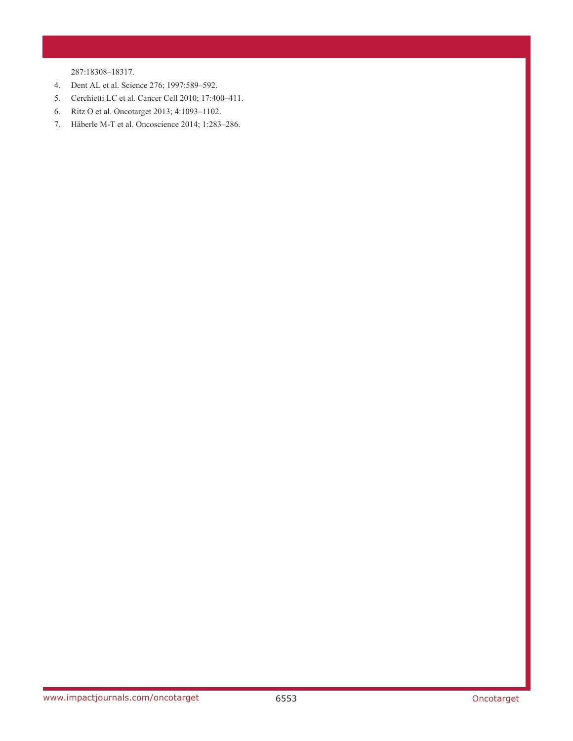287:18308–18317.

4. Dent AL et al. Science 276; 1997:589–592.
5. Cerchietti LC et al. Cancer Cell 2010; 17:400–411.
6. Ritz O et al. Oncotarget 2013; 4:1093–1102.
7. Häberle M-T et al. Oncoscience 2014; 1:283–286.